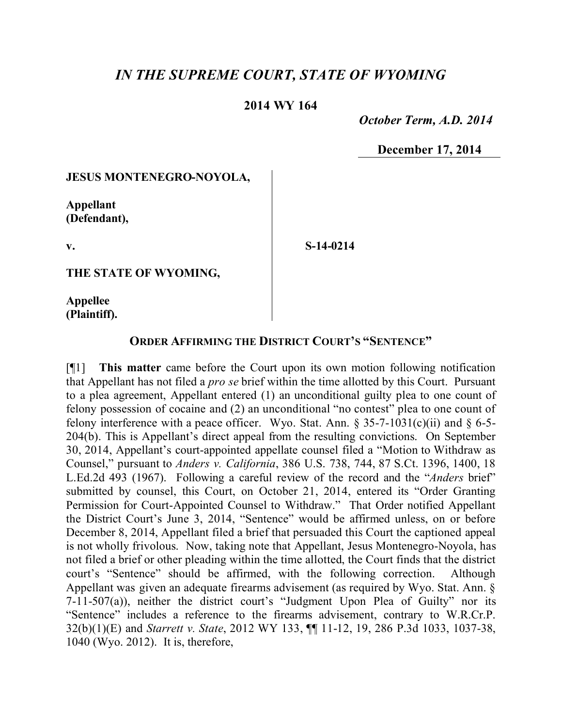# *IN THE SUPREME COURT, STATE OF WYOMING*

**2014 WY 164**

*October Term, A.D. 2014*

**December 17, 2014**

**JESUS MONTENEGRO-NOYOLA,**

**Appellant (Defendant),**

**v.**

**S-14-0214**

**THE STATE OF WYOMING,**

**Appellee (Plaintiff).**

## ORDER AFFIRMING THE DISTRICT COURT'S "SENTENCE"

[¶1] **This matter** came before the Court upon its own motion following notification that Appellant has not filed a *pro se* brief within the time allotted by this Court. Pursuant to a plea agreement, Appellant entered (1) an unconditional guilty plea to one count of felony possession of cocaine and (2) an unconditional "no contest" plea to one count of felony interference with a peace officer. Wyo. Stat. Ann. § 35-7-1031(c)(ii) and § 6-5-204(b). This is Appellant's direct appeal from the resulting convictions. On September 30, 2014, Appellant's court-appointed appellate counsel filed a "Motion to Withdraw as Counsel," pursuant to *Anders v. California*, 386 U.S. 738, 744, 87 S.Ct. 1396, 1400, 18 L.Ed.2d 493 (1967). Following a careful review of the record and the "*Anders* brief" submitted by counsel, this Court, on October 21, 2014, entered its "Order Granting Permission for Court-Appointed Counsel to Withdraw." That Order notified Appellant the District Court's June 3, 2014, "Sentence" would be affirmed unless, on or before December 8, 2014, Appellant filed a brief that persuaded this Court the captioned appeal is not wholly frivolous. Now, taking note that Appellant, Jesus Montenegro-Noyola, has not filed a brief or other pleading within the time allotted, the Court finds that the district court's "Sentence" should be affirmed, with the following correction. Although Appellant was given an adequate firearms advisement (as required by Wyo. Stat. Ann. § 7-11-507(a)), neither the district court's "Judgment Upon Plea of Guilty" nor its "Sentence" includes a reference to the firearms advisement, contrary to W.R.Cr.P. 32(b)(1)(E) and *Starrett v. State*, 2012 WY 133, ¶¶ 11-12, 19, 286 P.3d 1033, 1037-38, 1040 (Wyo. 2012). It is, therefore,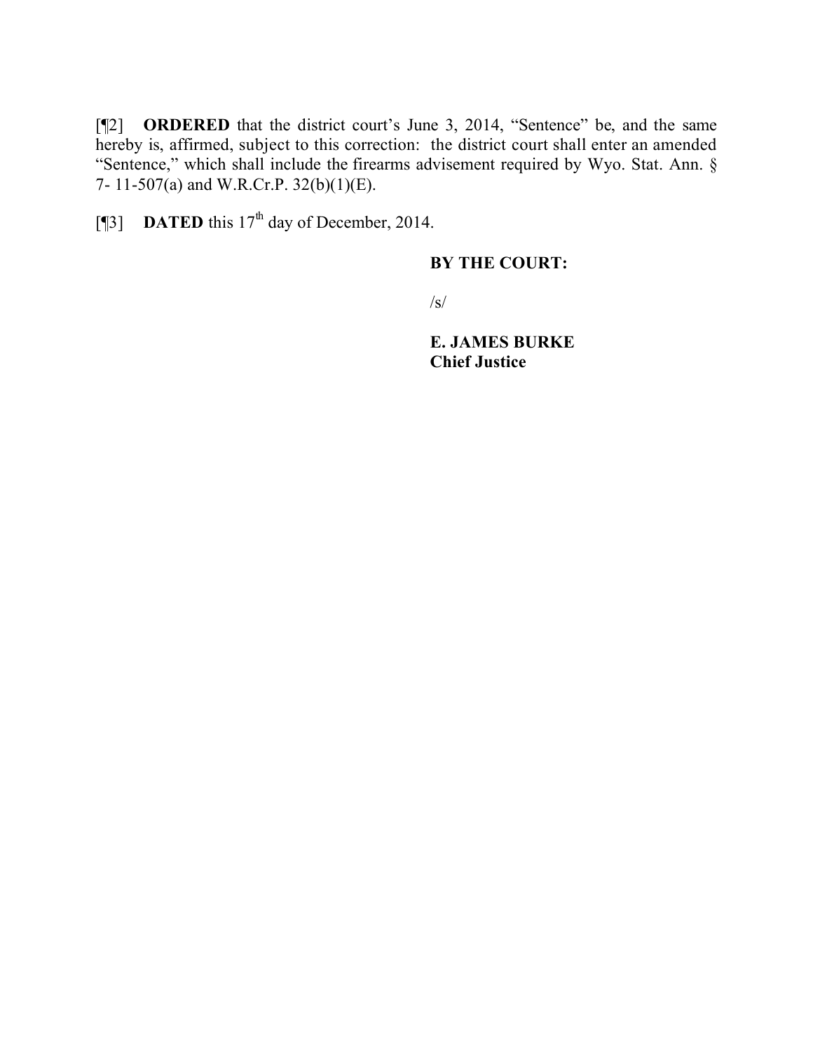[¶2] **ORDERED** that the district court's June 3, 2014, "Sentence" be, and the same hereby is, affirmed, subject to this correction: the district court shall enter an amended "Sentence," which shall include the firearms advisement required by Wyo. Stat. Ann. § 7- 11-507(a) and W.R.Cr.P. 32(b)(1)(E).

[¶3] **DATED** this 17th day of December, 2014.

**BY THE COURT:**

/s/

**E. JAMES BURKE**
**Chief Justice**